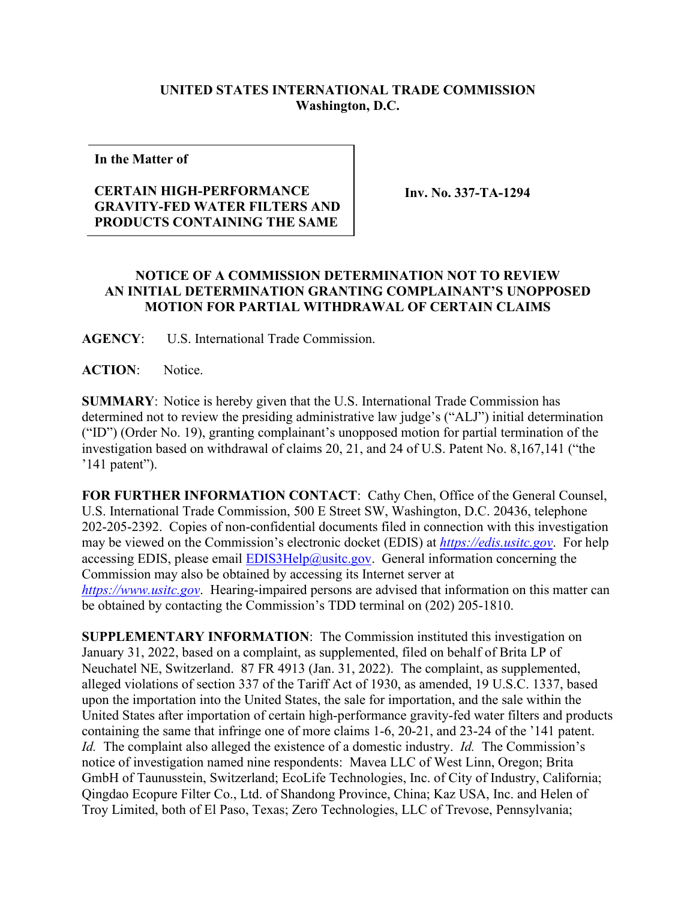**UNITED STATES INTERNATIONAL TRADE COMMISSION**
**Washington, D.C.**

| **In the Matter of**<br><br>**CERTAIN HIGH-PERFORMANCE GRAVITY-FED WATER FILTERS AND PRODUCTS CONTAINING THE SAME** | **Inv. No. 337-TA-1294** |
|---|---|

**NOTICE OF A COMMISSION DETERMINATION NOT TO REVIEW AN INITIAL DETERMINATION GRANTING COMPLAINANT'S UNOPPOSED MOTION FOR PARTIAL WITHDRAWAL OF CERTAIN CLAIMS**

**AGENCY**: U.S. International Trade Commission.

**ACTION**: Notice.

**SUMMARY**: Notice is hereby given that the U.S. International Trade Commission has determined not to review the presiding administrative law judge's ("ALJ") initial determination ("ID") (Order No. 19), granting complainant's unopposed motion for partial termination of the investigation based on withdrawal of claims 20, 21, and 24 of U.S. Patent No. 8,167,141 ("the '141 patent").

**FOR FURTHER INFORMATION CONTACT**: Cathy Chen, Office of the General Counsel, U.S. International Trade Commission, 500 E Street SW, Washington, D.C. 20436, telephone 202-205-2392. Copies of non-confidential documents filed in connection with this investigation may be viewed on the Commission's electronic docket (EDIS) at *https://edis.usitc.gov*. For help accessing EDIS, please email EDIS3Help@usitc.gov. General information concerning the Commission may also be obtained by accessing its Internet server at *https://www.usitc.gov*. Hearing-impaired persons are advised that information on this matter can be obtained by contacting the Commission's TDD terminal on (202) 205-1810.

**SUPPLEMENTARY INFORMATION**: The Commission instituted this investigation on January 31, 2022, based on a complaint, as supplemented, filed on behalf of Brita LP of Neuchatel NE, Switzerland. 87 FR 4913 (Jan. 31, 2022). The complaint, as supplemented, alleged violations of section 337 of the Tariff Act of 1930, as amended, 19 U.S.C. 1337, based upon the importation into the United States, the sale for importation, and the sale within the United States after importation of certain high-performance gravity-fed water filters and products containing the same that infringe one of more claims 1-6, 20-21, and 23-24 of the '141 patent. *Id.* The complaint also alleged the existence of a domestic industry. *Id.* The Commission's notice of investigation named nine respondents: Mavea LLC of West Linn, Oregon; Brita GmbH of Taunusstein, Switzerland; EcoLife Technologies, Inc. of City of Industry, California; Qingdao Ecopure Filter Co., Ltd. of Shandong Province, China; Kaz USA, Inc. and Helen of Troy Limited, both of El Paso, Texas; Zero Technologies, LLC of Trevose, Pennsylvania;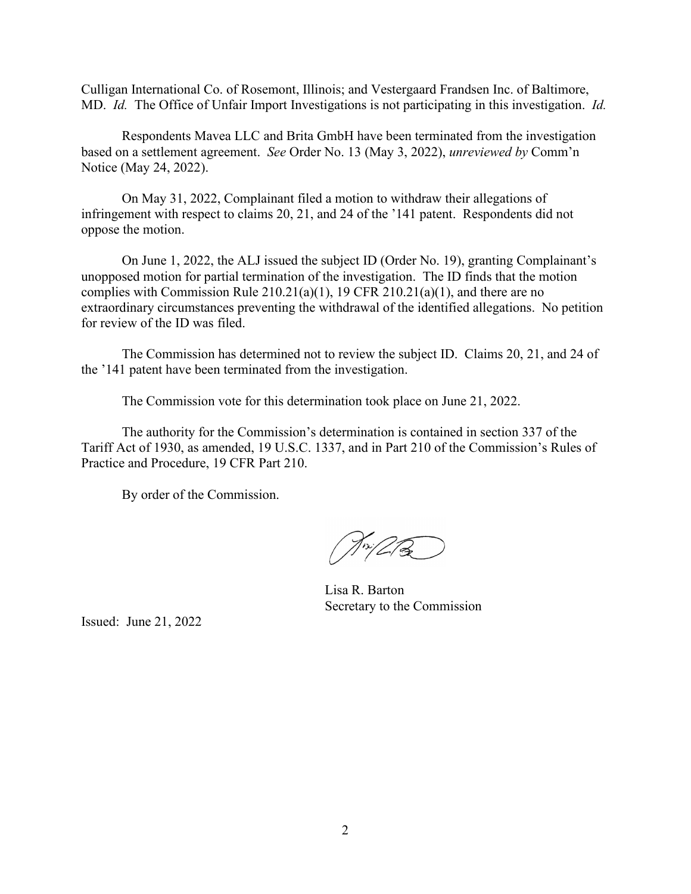Culligan International Co. of Rosemont, Illinois; and Vestergaard Frandsen Inc. of Baltimore, MD. *Id.* The Office of Unfair Import Investigations is not participating in this investigation. *Id.*

Respondents Mavea LLC and Brita GmbH have been terminated from the investigation based on a settlement agreement. *See* Order No. 13 (May 3, 2022), *unreviewed by* Comm'n Notice (May 24, 2022).

On May 31, 2022, Complainant filed a motion to withdraw their allegations of infringement with respect to claims 20, 21, and 24 of the '141 patent. Respondents did not oppose the motion.

On June 1, 2022, the ALJ issued the subject ID (Order No. 19), granting Complainant's unopposed motion for partial termination of the investigation. The ID finds that the motion complies with Commission Rule 210.21(a)(1), 19 CFR 210.21(a)(1), and there are no extraordinary circumstances preventing the withdrawal of the identified allegations. No petition for review of the ID was filed.

The Commission has determined not to review the subject ID. Claims 20, 21, and 24 of the '141 patent have been terminated from the investigation.

The Commission vote for this determination took place on June 21, 2022.

The authority for the Commission's determination is contained in section 337 of the Tariff Act of 1930, as amended, 19 U.S.C. 1337, and in Part 210 of the Commission's Rules of Practice and Procedure, 19 CFR Part 210.

By order of the Commission.

Lisa R. Barton
Secretary to the Commission

Issued: June 21, 2022